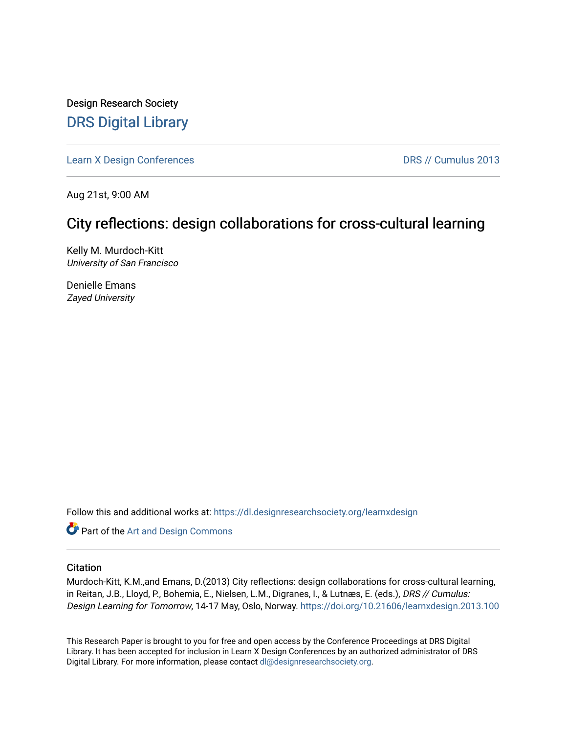Design Research Society

# DRS Digital Library

Learn X Design Conferences

DRS // Cumulus 2013

Aug 21st, 9:00 AM

## City reflections: design collaborations for cross-cultural learning

Kelly M. Murdoch-Kitt
*University of San Francisco*

Denielle Emans
*Zayed University*

Follow this and additional works at: https://dl.designresearchsociety.org/learnxdesign

Part of the Art and Design Commons

### Citation

Murdoch-Kitt, K.M.,and Emans, D.(2013) City reflections: design collaborations for cross-cultural learning, in Reitan, J.B., Lloyd, P., Bohemia, E., Nielsen, L.M., Digranes, I., & Lutnæs, E. (eds.), *DRS // Cumulus: Design Learning for Tomorrow*, 14-17 May, Oslo, Norway. https://doi.org/10.21606/learnxdesign.2013.100

This Research Paper is brought to you for free and open access by the Conference Proceedings at DRS Digital Library. It has been accepted for inclusion in Learn X Design Conferences by an authorized administrator of DRS Digital Library. For more information, please contact dl@designresearchsociety.org.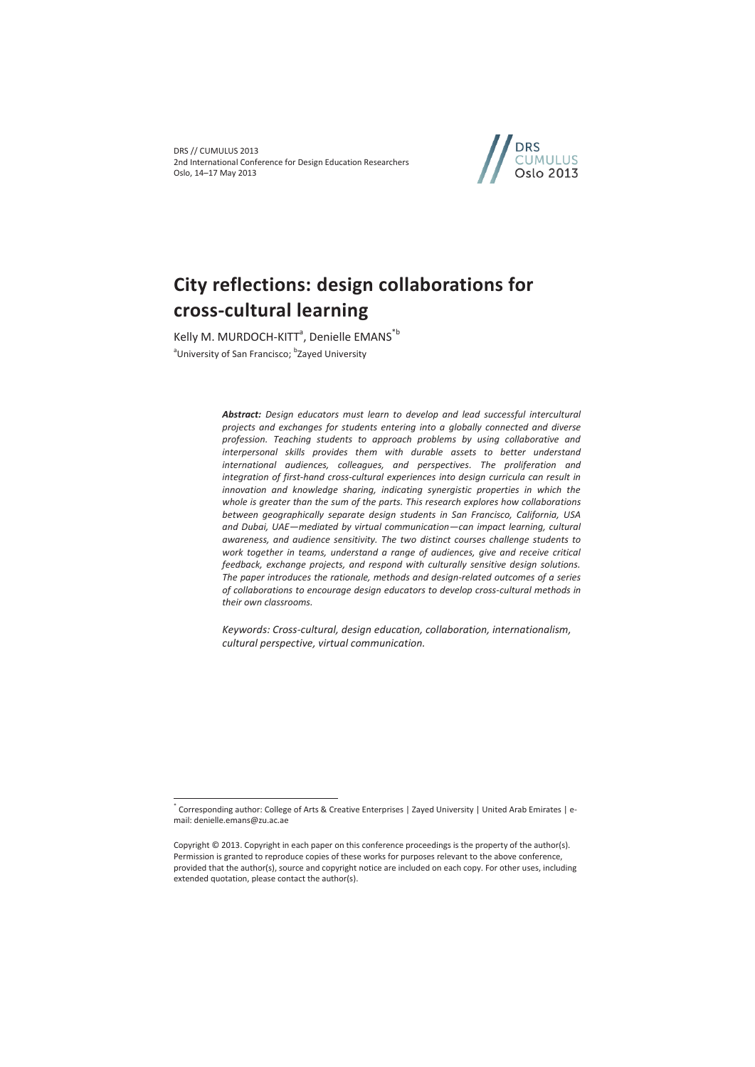# City reflections: design collaborations for cross-cultural learning

Kelly M. MURDOCH-KITT[a], Denielle EMANS[*b]

[a]University of San Francisco; [b]Zayed University

***Abstract:*** *Design educators must learn to develop and lead successful intercultural projects and exchanges for students entering into a globally connected and diverse profession. Teaching students to approach problems by using collaborative and interpersonal skills provides them with durable assets to better understand international audiences, colleagues, and perspectives. The proliferation and integration of first-hand cross-cultural experiences into design curricula can result in innovation and knowledge sharing, indicating synergistic properties in which the whole is greater than the sum of the parts. This research explores how collaborations between geographically separate design students in San Francisco, California, USA and Dubai, UAE—mediated by virtual communication—can impact learning, cultural awareness, and audience sensitivity. The two distinct courses challenge students to work together in teams, understand a range of audiences, give and receive critical feedback, exchange projects, and respond with culturally sensitive design solutions. The paper introduces the rationale, methods and design-related outcomes of a series of collaborations to encourage design educators to develop cross-cultural methods in their own classrooms.*

*Keywords: Cross-cultural, design education, collaboration, internationalism, cultural perspective, virtual communication.*

[*] Corresponding author: College of Arts & Creative Enterprises | Zayed University | United Arab Emirates | e-mail: denielle.emans@zu.ac.ae

Copyright © 2013. Copyright in each paper on this conference proceedings is the property of the author(s). Permission is granted to reproduce copies of these works for purposes relevant to the above conference, provided that the author(s), source and copyright notice are included on each copy. For other uses, including extended quotation, please contact the author(s).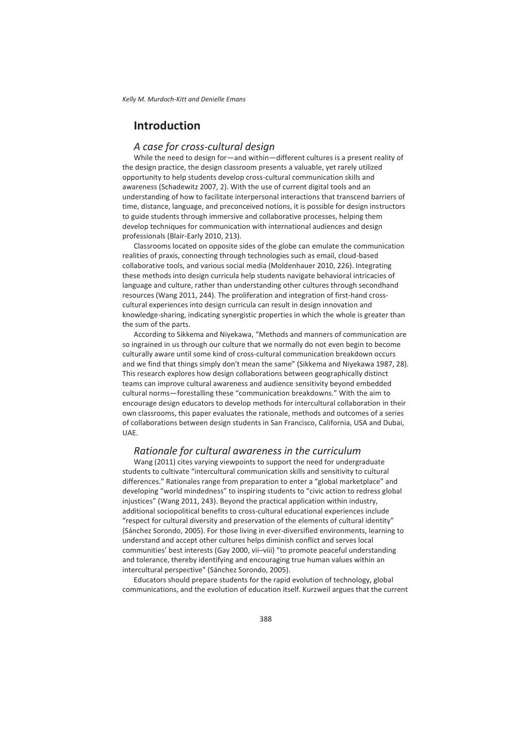## Introduction

### *A case for cross-cultural design*

While the need to design for—and within—different cultures is a present reality of the design practice, the design classroom presents a valuable, yet rarely utilized opportunity to help students develop cross-cultural communication skills and awareness (Schadewitz 2007, 2). With the use of current digital tools and an understanding of how to facilitate interpersonal interactions that transcend barriers of time, distance, language, and preconceived notions, it is possible for design instructors to guide students through immersive and collaborative processes, helping them develop techniques for communication with international audiences and design professionals (Blair-Early 2010, 213).

Classrooms located on opposite sides of the globe can emulate the communication realities of praxis, connecting through technologies such as email, cloud-based collaborative tools, and various social media (Moldenhauer 2010, 226). Integrating these methods into design curricula help students navigate behavioral intricacies of language and culture, rather than understanding other cultures through secondhand resources (Wang 2011, 244). The proliferation and integration of first-hand cross-cultural experiences into design curricula can result in design innovation and knowledge-sharing, indicating synergistic properties in which the whole is greater than the sum of the parts.

According to Sikkema and Niyekawa, "Methods and manners of communication are so ingrained in us through our culture that we normally do not even begin to become culturally aware until some kind of cross-cultural communication breakdown occurs and we find that things simply don't mean the same" (Sikkema and Niyekawa 1987, 28). This research explores how design collaborations between geographically distinct teams can improve cultural awareness and audience sensitivity beyond embedded cultural norms—forestalling these "communication breakdowns." With the aim to encourage design educators to develop methods for intercultural collaboration in their own classrooms, this paper evaluates the rationale, methods and outcomes of a series of collaborations between design students in San Francisco, California, USA and Dubai, UAE.

### *Rationale for cultural awareness in the curriculum*

Wang (2011) cites varying viewpoints to support the need for undergraduate students to cultivate "intercultural communication skills and sensitivity to cultural differences." Rationales range from preparation to enter a "global marketplace" and developing "world mindedness" to inspiring students to "civic action to redress global injustices" (Wang 2011, 243). Beyond the practical application within industry, additional sociopolitical benefits to cross-cultural educational experiences include "respect for cultural diversity and preservation of the elements of cultural identity" (Sánchez Sorondo, 2005). For those living in ever-diversified environments, learning to understand and accept other cultures helps diminish conflict and serves local communities' best interests (Gay 2000, vii–viii) "to promote peaceful understanding and tolerance, thereby identifying and encouraging true human values within an intercultural perspective" (Sánchez Sorondo, 2005).

Educators should prepare students for the rapid evolution of technology, global communications, and the evolution of education itself. Kurzweil argues that the current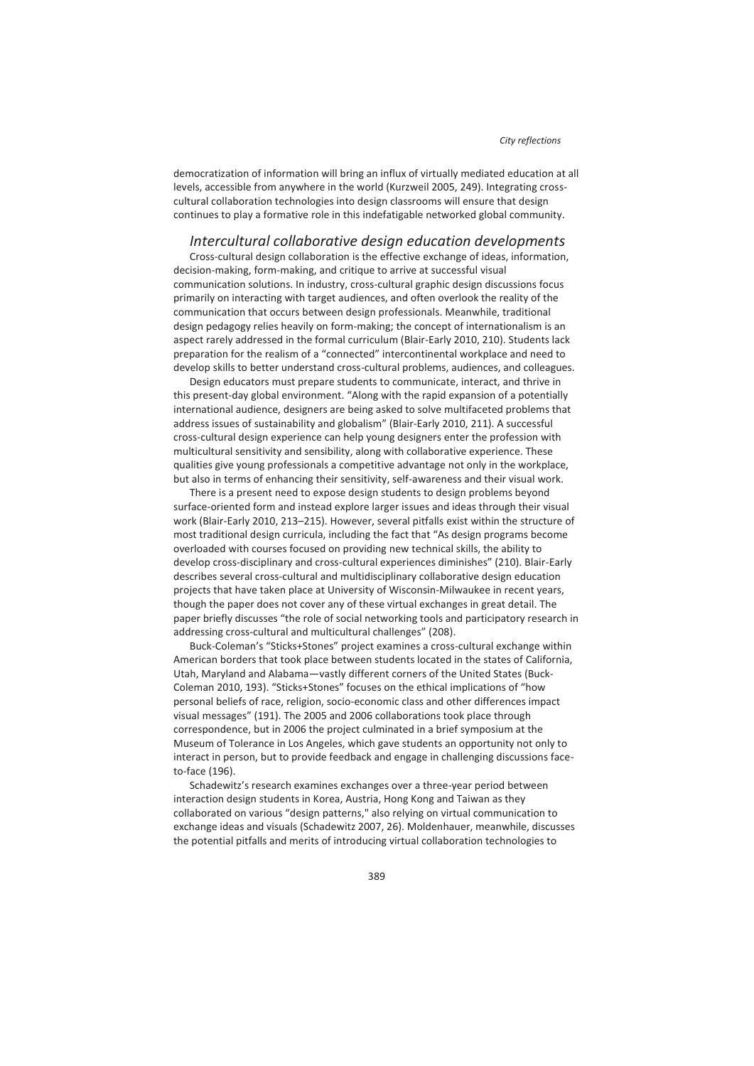democratization of information will bring an influx of virtually mediated education at all levels, accessible from anywhere in the world (Kurzweil 2005, 249). Integrating cross-cultural collaboration technologies into design classrooms will ensure that design continues to play a formative role in this indefatigable networked global community.

## *Intercultural collaborative design education developments*

Cross-cultural design collaboration is the effective exchange of ideas, information, decision-making, form-making, and critique to arrive at successful visual communication solutions. In industry, cross-cultural graphic design discussions focus primarily on interacting with target audiences, and often overlook the reality of the communication that occurs between design professionals. Meanwhile, traditional design pedagogy relies heavily on form-making; the concept of internationalism is an aspect rarely addressed in the formal curriculum (Blair-Early 2010, 210). Students lack preparation for the realism of a "connected" intercontinental workplace and need to develop skills to better understand cross-cultural problems, audiences, and colleagues.

Design educators must prepare students to communicate, interact, and thrive in this present-day global environment. "Along with the rapid expansion of a potentially international audience, designers are being asked to solve multifaceted problems that address issues of sustainability and globalism" (Blair-Early 2010, 211). A successful cross-cultural design experience can help young designers enter the profession with multicultural sensitivity and sensibility, along with collaborative experience. These qualities give young professionals a competitive advantage not only in the workplace, but also in terms of enhancing their sensitivity, self-awareness and their visual work.

There is a present need to expose design students to design problems beyond surface-oriented form and instead explore larger issues and ideas through their visual work (Blair-Early 2010, 213–215). However, several pitfalls exist within the structure of most traditional design curricula, including the fact that "As design programs become overloaded with courses focused on providing new technical skills, the ability to develop cross-disciplinary and cross-cultural experiences diminishes" (210). Blair-Early describes several cross-cultural and multidisciplinary collaborative design education projects that have taken place at University of Wisconsin-Milwaukee in recent years, though the paper does not cover any of these virtual exchanges in great detail. The paper briefly discusses "the role of social networking tools and participatory research in addressing cross-cultural and multicultural challenges" (208).

Buck-Coleman's "Sticks+Stones" project examines a cross-cultural exchange within American borders that took place between students located in the states of California, Utah, Maryland and Alabama—vastly different corners of the United States (Buck-Coleman 2010, 193). "Sticks+Stones" focuses on the ethical implications of "how personal beliefs of race, religion, socio-economic class and other differences impact visual messages" (191). The 2005 and 2006 collaborations took place through correspondence, but in 2006 the project culminated in a brief symposium at the Museum of Tolerance in Los Angeles, which gave students an opportunity not only to interact in person, but to provide feedback and engage in challenging discussions face-to-face (196).

Schadewitz's research examines exchanges over a three-year period between interaction design students in Korea, Austria, Hong Kong and Taiwan as they collaborated on various "design patterns," also relying on virtual communication to exchange ideas and visuals (Schadewitz 2007, 26). Moldenhauer, meanwhile, discusses the potential pitfalls and merits of introducing virtual collaboration technologies to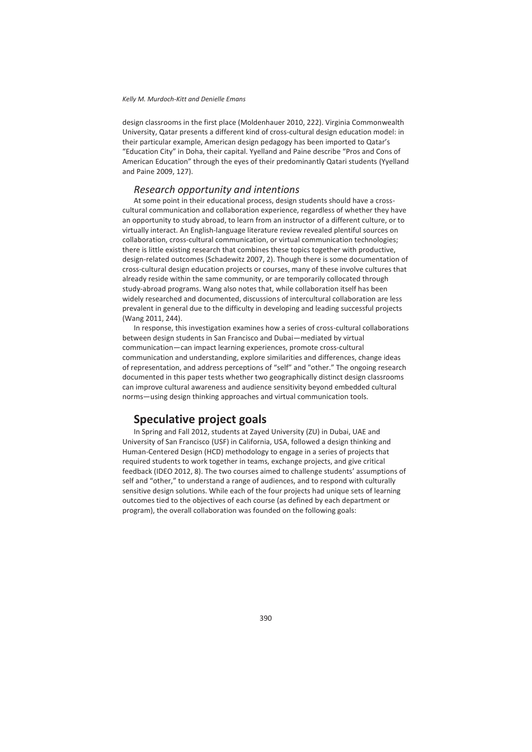design classrooms in the first place (Moldenhauer 2010, 222). Virginia Commonwealth University, Qatar presents a different kind of cross-cultural design education model: in their particular example, American design pedagogy has been imported to Qatar's "Education City" in Doha, their capital. Yyelland and Paine describe "Pros and Cons of American Education" through the eyes of their predominantly Qatari students (Yyelland and Paine 2009, 127).

### *Research opportunity and intentions*

At some point in their educational process, design students should have a cross-cultural communication and collaboration experience, regardless of whether they have an opportunity to study abroad, to learn from an instructor of a different culture, or to virtually interact. An English-language literature review revealed plentiful sources on collaboration, cross-cultural communication, or virtual communication technologies; there is little existing research that combines these topics together with productive, design-related outcomes (Schadewitz 2007, 2). Though there is some documentation of cross-cultural design education projects or courses, many of these involve cultures that already reside within the same community, or are temporarily collocated through study-abroad programs. Wang also notes that, while collaboration itself has been widely researched and documented, discussions of intercultural collaboration are less prevalent in general due to the difficulty in developing and leading successful projects (Wang 2011, 244).

In response, this investigation examines how a series of cross-cultural collaborations between design students in San Francisco and Dubai—mediated by virtual communication—can impact learning experiences, promote cross-cultural communication and understanding, explore similarities and differences, change ideas of representation, and address perceptions of "self" and "other." The ongoing research documented in this paper tests whether two geographically distinct design classrooms can improve cultural awareness and audience sensitivity beyond embedded cultural norms—using design thinking approaches and virtual communication tools.

## Speculative project goals

In Spring and Fall 2012, students at Zayed University (ZU) in Dubai, UAE and University of San Francisco (USF) in California, USA, followed a design thinking and Human-Centered Design (HCD) methodology to engage in a series of projects that required students to work together in teams, exchange projects, and give critical feedback (IDEO 2012, 8). The two courses aimed to challenge students' assumptions of self and "other," to understand a range of audiences, and to respond with culturally sensitive design solutions. While each of the four projects had unique sets of learning outcomes tied to the objectives of each course (as defined by each department or program), the overall collaboration was founded on the following goals: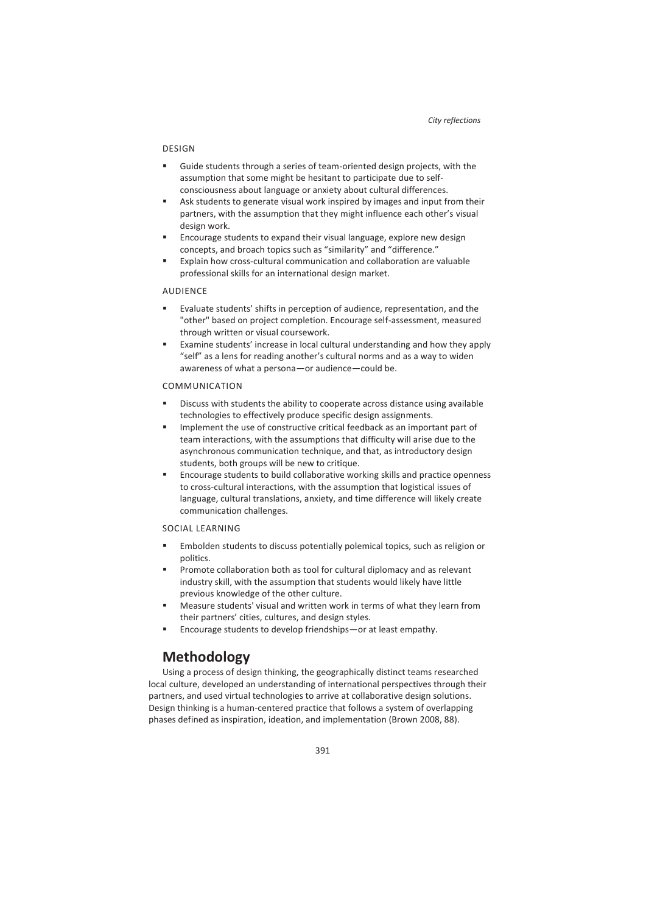DESIGN

- Guide students through a series of team-oriented design projects, with the assumption that some might be hesitant to participate due to self-consciousness about language or anxiety about cultural differences.
- Ask students to generate visual work inspired by images and input from their partners, with the assumption that they might influence each other's visual design work.
- Encourage students to expand their visual language, explore new design concepts, and broach topics such as "similarity" and "difference."
- Explain how cross-cultural communication and collaboration are valuable professional skills for an international design market.

AUDIENCE

- Evaluate students' shifts in perception of audience, representation, and the "other" based on project completion. Encourage self-assessment, measured through written or visual coursework.
- Examine students' increase in local cultural understanding and how they apply "self" as a lens for reading another's cultural norms and as a way to widen awareness of what a persona—or audience—could be.

COMMUNICATION

- Discuss with students the ability to cooperate across distance using available technologies to effectively produce specific design assignments.
- Implement the use of constructive critical feedback as an important part of team interactions, with the assumptions that difficulty will arise due to the asynchronous communication technique, and that, as introductory design students, both groups will be new to critique.
- Encourage students to build collaborative working skills and practice openness to cross-cultural interactions, with the assumption that logistical issues of language, cultural translations, anxiety, and time difference will likely create communication challenges.

SOCIAL LEARNING

- Embolden students to discuss potentially polemical topics, such as religion or politics.
- Promote collaboration both as tool for cultural diplomacy and as relevant industry skill, with the assumption that students would likely have little previous knowledge of the other culture.
- Measure students' visual and written work in terms of what they learn from their partners' cities, cultures, and design styles.
- Encourage students to develop friendships—or at least empathy.

## Methodology

Using a process of design thinking, the geographically distinct teams researched local culture, developed an understanding of international perspectives through their partners, and used virtual technologies to arrive at collaborative design solutions. Design thinking is a human-centered practice that follows a system of overlapping phases defined as inspiration, ideation, and implementation (Brown 2008, 88).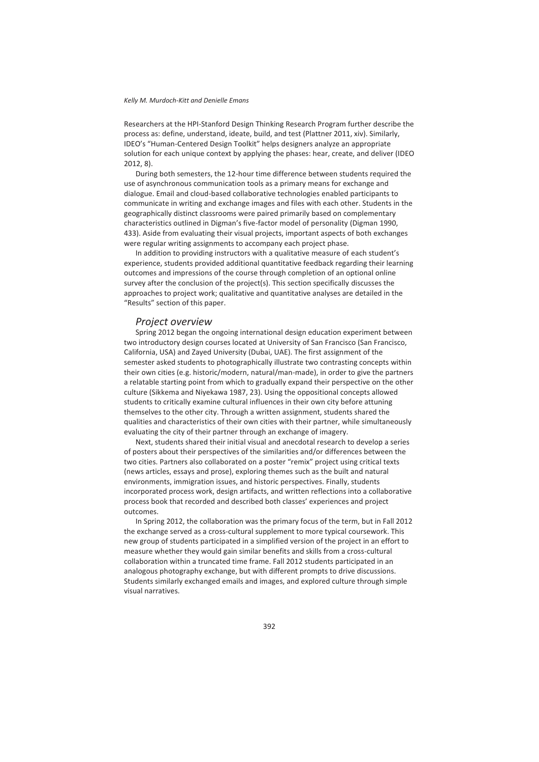Researchers at the HPI-Stanford Design Thinking Research Program further describe the process as: define, understand, ideate, build, and test (Plattner 2011, xiv). Similarly, IDEO's "Human-Centered Design Toolkit" helps designers analyze an appropriate solution for each unique context by applying the phases: hear, create, and deliver (IDEO 2012, 8).

During both semesters, the 12-hour time difference between students required the use of asynchronous communication tools as a primary means for exchange and dialogue. Email and cloud-based collaborative technologies enabled participants to communicate in writing and exchange images and files with each other. Students in the geographically distinct classrooms were paired primarily based on complementary characteristics outlined in Digman's five-factor model of personality (Digman 1990, 433). Aside from evaluating their visual projects, important aspects of both exchanges were regular writing assignments to accompany each project phase.

In addition to providing instructors with a qualitative measure of each student's experience, students provided additional quantitative feedback regarding their learning outcomes and impressions of the course through completion of an optional online survey after the conclusion of the project(s). This section specifically discusses the approaches to project work; qualitative and quantitative analyses are detailed in the "Results" section of this paper.

### *Project overview*

Spring 2012 began the ongoing international design education experiment between two introductory design courses located at University of San Francisco (San Francisco, California, USA) and Zayed University (Dubai, UAE). The first assignment of the semester asked students to photographically illustrate two contrasting concepts within their own cities (e.g. historic/modern, natural/man-made), in order to give the partners a relatable starting point from which to gradually expand their perspective on the other culture (Sikkema and Niyekawa 1987, 23). Using the oppositional concepts allowed students to critically examine cultural influences in their own city before attuning themselves to the other city. Through a written assignment, students shared the qualities and characteristics of their own cities with their partner, while simultaneously evaluating the city of their partner through an exchange of imagery.

Next, students shared their initial visual and anecdotal research to develop a series of posters about their perspectives of the similarities and/or differences between the two cities. Partners also collaborated on a poster "remix" project using critical texts (news articles, essays and prose), exploring themes such as the built and natural environments, immigration issues, and historic perspectives. Finally, students incorporated process work, design artifacts, and written reflections into a collaborative process book that recorded and described both classes' experiences and project outcomes.

In Spring 2012, the collaboration was the primary focus of the term, but in Fall 2012 the exchange served as a cross-cultural supplement to more typical coursework. This new group of students participated in a simplified version of the project in an effort to measure whether they would gain similar benefits and skills from a cross-cultural collaboration within a truncated time frame. Fall 2012 students participated in an analogous photography exchange, but with different prompts to drive discussions. Students similarly exchanged emails and images, and explored culture through simple visual narratives.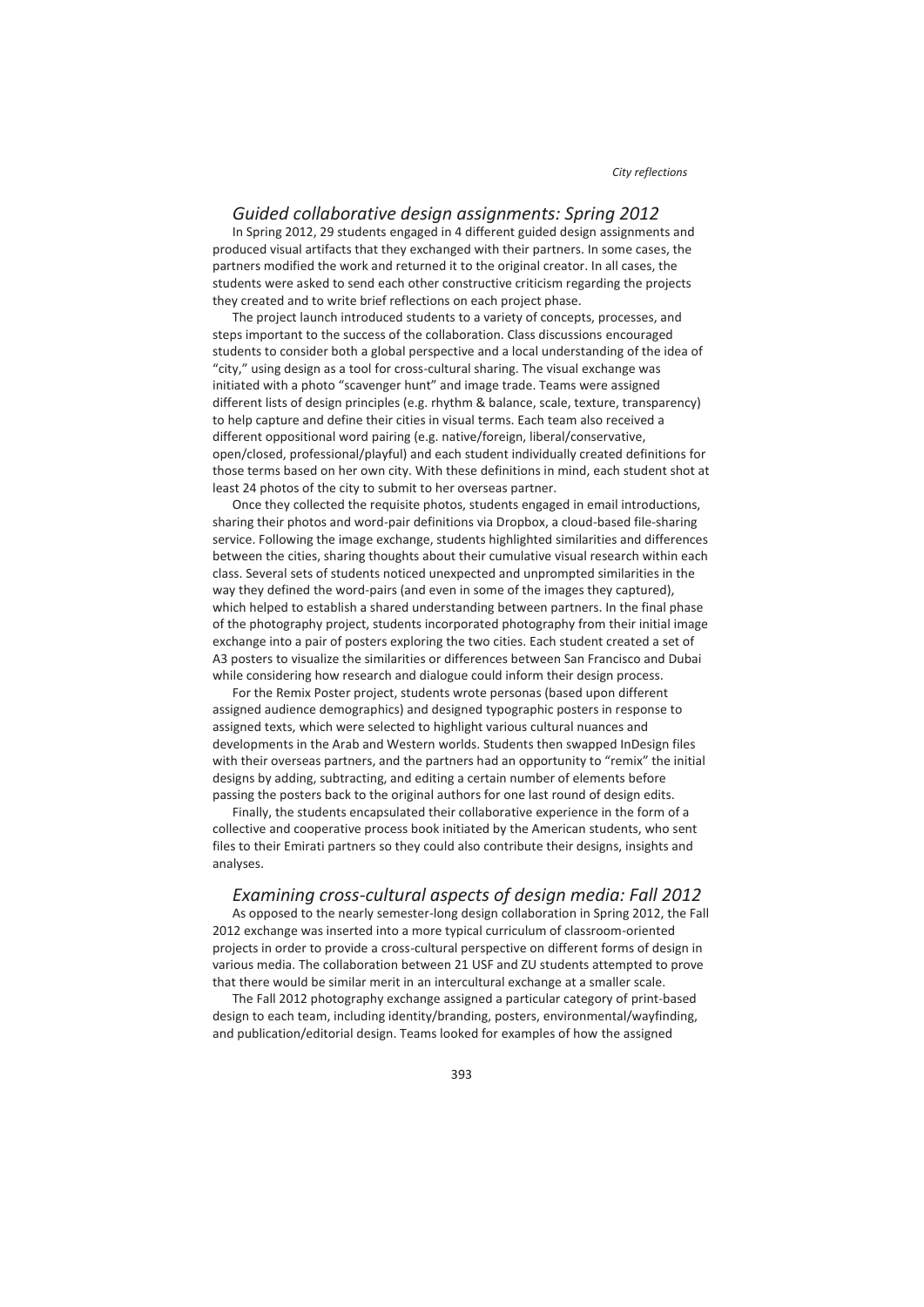## *Guided collaborative design assignments: Spring 2012*

In Spring 2012, 29 students engaged in 4 different guided design assignments and produced visual artifacts that they exchanged with their partners. In some cases, the partners modified the work and returned it to the original creator. In all cases, the students were asked to send each other constructive criticism regarding the projects they created and to write brief reflections on each project phase.

The project launch introduced students to a variety of concepts, processes, and steps important to the success of the collaboration. Class discussions encouraged students to consider both a global perspective and a local understanding of the idea of "city," using design as a tool for cross-cultural sharing. The visual exchange was initiated with a photo "scavenger hunt" and image trade. Teams were assigned different lists of design principles (e.g. rhythm & balance, scale, texture, transparency) to help capture and define their cities in visual terms. Each team also received a different oppositional word pairing (e.g. native/foreign, liberal/conservative, open/closed, professional/playful) and each student individually created definitions for those terms based on her own city. With these definitions in mind, each student shot at least 24 photos of the city to submit to her overseas partner.

Once they collected the requisite photos, students engaged in email introductions, sharing their photos and word-pair definitions via Dropbox, a cloud-based file-sharing service. Following the image exchange, students highlighted similarities and differences between the cities, sharing thoughts about their cumulative visual research within each class. Several sets of students noticed unexpected and unprompted similarities in the way they defined the word-pairs (and even in some of the images they captured), which helped to establish a shared understanding between partners. In the final phase of the photography project, students incorporated photography from their initial image exchange into a pair of posters exploring the two cities. Each student created a set of A3 posters to visualize the similarities or differences between San Francisco and Dubai while considering how research and dialogue could inform their design process.

For the Remix Poster project, students wrote personas (based upon different assigned audience demographics) and designed typographic posters in response to assigned texts, which were selected to highlight various cultural nuances and developments in the Arab and Western worlds. Students then swapped InDesign files with their overseas partners, and the partners had an opportunity to "remix" the initial designs by adding, subtracting, and editing a certain number of elements before passing the posters back to the original authors for one last round of design edits.

Finally, the students encapsulated their collaborative experience in the form of a collective and cooperative process book initiated by the American students, who sent files to their Emirati partners so they could also contribute their designs, insights and analyses.

## *Examining cross-cultural aspects of design media: Fall 2012*

As opposed to the nearly semester-long design collaboration in Spring 2012, the Fall 2012 exchange was inserted into a more typical curriculum of classroom-oriented projects in order to provide a cross-cultural perspective on different forms of design in various media. The collaboration between 21 USF and ZU students attempted to prove that there would be similar merit in an intercultural exchange at a smaller scale.

The Fall 2012 photography exchange assigned a particular category of print-based design to each team, including identity/branding, posters, environmental/wayfinding, and publication/editorial design. Teams looked for examples of how the assigned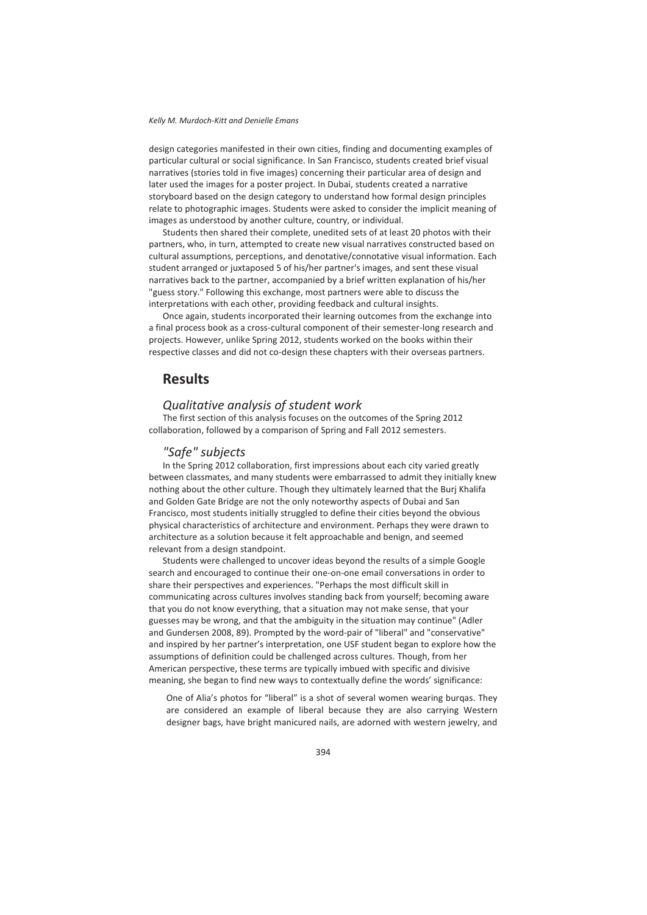design categories manifested in their own cities, finding and documenting examples of particular cultural or social significance. In San Francisco, students created brief visual narratives (stories told in five images) concerning their particular area of design and later used the images for a poster project. In Dubai, students created a narrative storyboard based on the design category to understand how formal design principles relate to photographic images. Students were asked to consider the implicit meaning of images as understood by another culture, country, or individual.

Students then shared their complete, unedited sets of at least 20 photos with their partners, who, in turn, attempted to create new visual narratives constructed based on cultural assumptions, perceptions, and denotative/connotative visual information. Each student arranged or juxtaposed 5 of his/her partner's images, and sent these visual narratives back to the partner, accompanied by a brief written explanation of his/her "guess story." Following this exchange, most partners were able to discuss the interpretations with each other, providing feedback and cultural insights.

Once again, students incorporated their learning outcomes from the exchange into a final process book as a cross-cultural component of their semester-long research and projects. However, unlike Spring 2012, students worked on the books within their respective classes and did not co-design these chapters with their overseas partners.

## Results

### *Qualitative analysis of student work*

The first section of this analysis focuses on the outcomes of the Spring 2012 collaboration, followed by a comparison of Spring and Fall 2012 semesters.

### *"Safe" subjects*

In the Spring 2012 collaboration, first impressions about each city varied greatly between classmates, and many students were embarrassed to admit they initially knew nothing about the other culture. Though they ultimately learned that the Burj Khalifa and Golden Gate Bridge are not the only noteworthy aspects of Dubai and San Francisco, most students initially struggled to define their cities beyond the obvious physical characteristics of architecture and environment. Perhaps they were drawn to architecture as a solution because it felt approachable and benign, and seemed relevant from a design standpoint.

Students were challenged to uncover ideas beyond the results of a simple Google search and encouraged to continue their one-on-one email conversations in order to share their perspectives and experiences. "Perhaps the most difficult skill in communicating across cultures involves standing back from yourself; becoming aware that you do not know everything, that a situation may not make sense, that your guesses may be wrong, and that the ambiguity in the situation may continue" (Adler and Gundersen 2008, 89). Prompted by the word-pair of "liberal" and "conservative" and inspired by her partner's interpretation, one USF student began to explore how the assumptions of definition could be challenged across cultures. Though, from her American perspective, these terms are typically imbued with specific and divisive meaning, she began to find new ways to contextually define the words' significance:

> One of Alia's photos for "liberal" is a shot of several women wearing burqas. They are considered an example of liberal because they are also carrying Western designer bags, have bright manicured nails, are adorned with western jewelry, and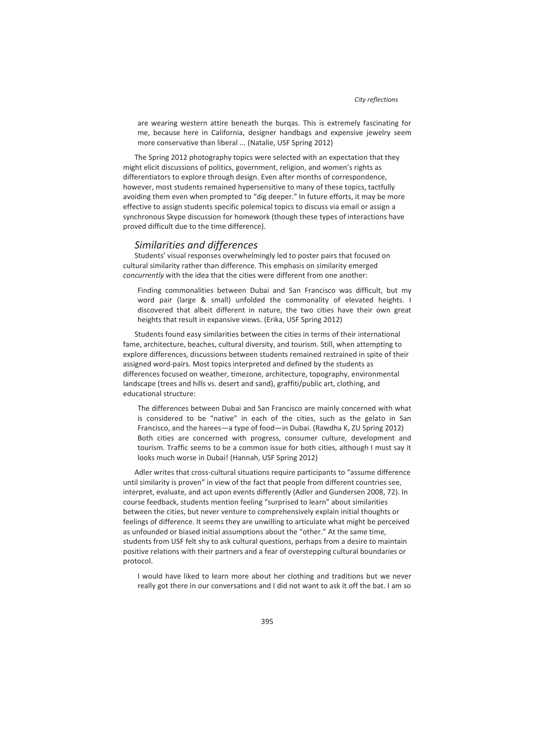> are wearing western attire beneath the burqas. This is extremely fascinating for me, because here in California, designer handbags and expensive jewelry seem more conservative than liberal ... (Natalie, USF Spring 2012)

The Spring 2012 photography topics were selected with an expectation that they might elicit discussions of politics, government, religion, and women's rights as differentiators to explore through design. Even after months of correspondence, however, most students remained hypersensitive to many of these topics, tactfully avoiding them even when prompted to "dig deeper." In future efforts, it may be more effective to assign students specific polemical topics to discuss via email or assign a synchronous Skype discussion for homework (though these types of interactions have proved difficult due to the time difference).

## *Similarities and differences*

Students' visual responses overwhelmingly led to poster pairs that focused on cultural similarity rather than difference. This emphasis on similarity emerged *concurrently* with the idea that the cities were different from one another:

> Finding commonalities between Dubai and San Francisco was difficult, but my word pair (large & small) unfolded the commonality of elevated heights. I discovered that albeit different in nature, the two cities have their own great heights that result in expansive views. (Erika, USF Spring 2012)

Students found easy similarities between the cities in terms of their international fame, architecture, beaches, cultural diversity, and tourism. Still, when attempting to explore differences, discussions between students remained restrained in spite of their assigned word-pairs. Most topics interpreted and defined by the students as differences focused on weather, timezone, architecture, topography, environmental landscape (trees and hills vs. desert and sand), graffiti/public art, clothing, and educational structure:

> The differences between Dubai and San Francisco are mainly concerned with what is considered to be "native" in each of the cities, such as the gelato in San Francisco, and the harees—a type of food—in Dubai. (Rawdha K, ZU Spring 2012)
> Both cities are concerned with progress, consumer culture, development and tourism. Traffic seems to be a common issue for both cities, although I must say it looks much worse in Dubai! (Hannah, USF Spring 2012)

Adler writes that cross-cultural situations require participants to "assume difference until similarity is proven" in view of the fact that people from different countries see, interpret, evaluate, and act upon events differently (Adler and Gundersen 2008, 72). In course feedback, students mention feeling "surprised to learn" about similarities between the cities, but never venture to comprehensively explain initial thoughts or feelings of difference. It seems they are unwilling to articulate what might be perceived as unfounded or biased initial assumptions about the "other." At the same time, students from USF felt shy to ask cultural questions, perhaps from a desire to maintain positive relations with their partners and a fear of overstepping cultural boundaries or protocol.

> I would have liked to learn more about her clothing and traditions but we never really got there in our conversations and I did not want to ask it off the bat. I am so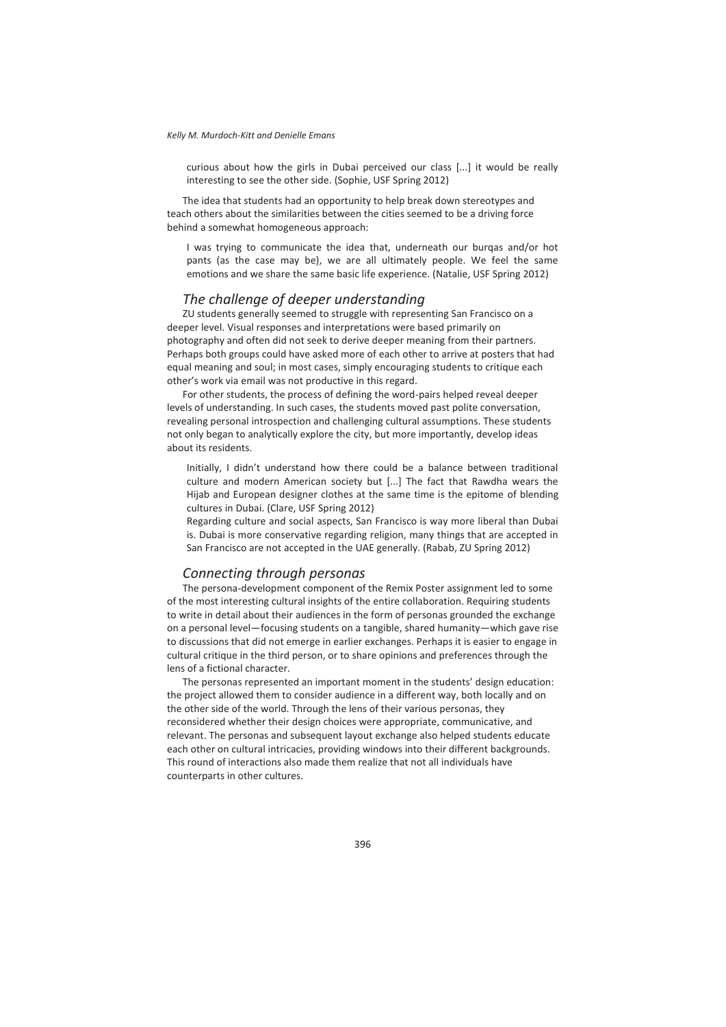> curious about how the girls in Dubai perceived our class [...] it would be really interesting to see the other side. (Sophie, USF Spring 2012)

The idea that students had an opportunity to help break down stereotypes and teach others about the similarities between the cities seemed to be a driving force behind a somewhat homogeneous approach:

> I was trying to communicate the idea that, underneath our burqas and/or hot pants (as the case may be), we are all ultimately people. We feel the same emotions and we share the same basic life experience. (Natalie, USF Spring 2012)

## *The challenge of deeper understanding*

ZU students generally seemed to struggle with representing San Francisco on a deeper level. Visual responses and interpretations were based primarily on photography and often did not seek to derive deeper meaning from their partners. Perhaps both groups could have asked more of each other to arrive at posters that had equal meaning and soul; in most cases, simply encouraging students to critique each other's work via email was not productive in this regard.

For other students, the process of defining the word-pairs helped reveal deeper levels of understanding. In such cases, the students moved past polite conversation, revealing personal introspection and challenging cultural assumptions. These students not only began to analytically explore the city, but more importantly, develop ideas about its residents.

> Initially, I didn't understand how there could be a balance between traditional culture and modern American society but [...] The fact that Rawdha wears the Hijab and European designer clothes at the same time is the epitome of blending cultures in Dubai. (Clare, USF Spring 2012)
>
> Regarding culture and social aspects, San Francisco is way more liberal than Dubai is. Dubai is more conservative regarding religion, many things that are accepted in San Francisco are not accepted in the UAE generally. (Rabab, ZU Spring 2012)

## *Connecting through personas*

The persona-development component of the Remix Poster assignment led to some of the most interesting cultural insights of the entire collaboration. Requiring students to write in detail about their audiences in the form of personas grounded the exchange on a personal level—focusing students on a tangible, shared humanity—which gave rise to discussions that did not emerge in earlier exchanges. Perhaps it is easier to engage in cultural critique in the third person, or to share opinions and preferences through the lens of a fictional character.

The personas represented an important moment in the students' design education: the project allowed them to consider audience in a different way, both locally and on the other side of the world. Through the lens of their various personas, they reconsidered whether their design choices were appropriate, communicative, and relevant. The personas and subsequent layout exchange also helped students educate each other on cultural intricacies, providing windows into their different backgrounds. This round of interactions also made them realize that not all individuals have counterparts in other cultures.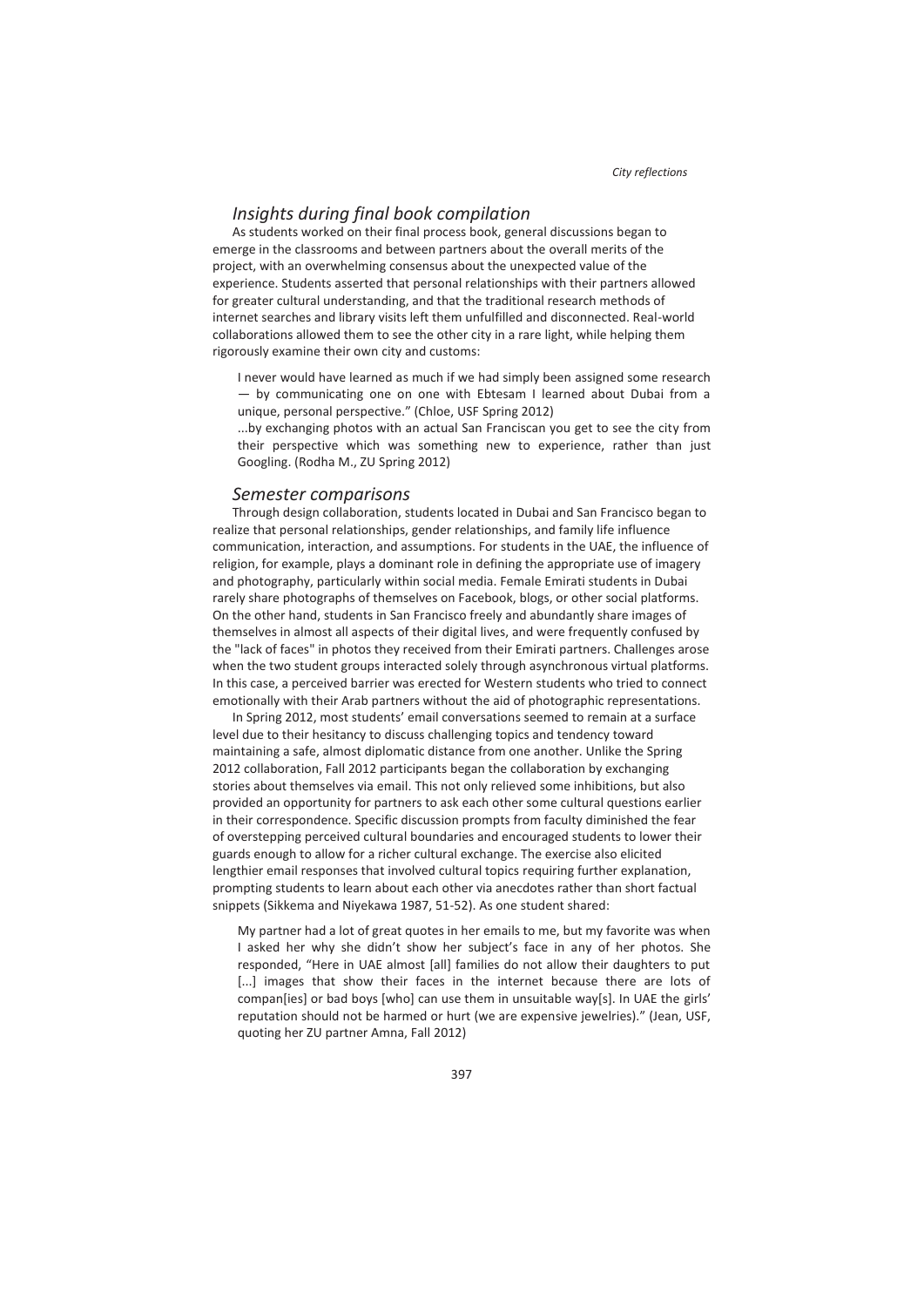## *Insights during final book compilation*

As students worked on their final process book, general discussions began to emerge in the classrooms and between partners about the overall merits of the project, with an overwhelming consensus about the unexpected value of the experience. Students asserted that personal relationships with their partners allowed for greater cultural understanding, and that the traditional research methods of internet searches and library visits left them unfulfilled and disconnected. Real-world collaborations allowed them to see the other city in a rare light, while helping them rigorously examine their own city and customs:

> I never would have learned as much if we had simply been assigned some research — by communicating one on one with Ebtesam I learned about Dubai from a unique, personal perspective." (Chloe, USF Spring 2012)
>
> ...by exchanging photos with an actual San Franciscan you get to see the city from their perspective which was something new to experience, rather than just Googling. (Rodha M., ZU Spring 2012)

## *Semester comparisons*

Through design collaboration, students located in Dubai and San Francisco began to realize that personal relationships, gender relationships, and family life influence communication, interaction, and assumptions. For students in the UAE, the influence of religion, for example, plays a dominant role in defining the appropriate use of imagery and photography, particularly within social media. Female Emirati students in Dubai rarely share photographs of themselves on Facebook, blogs, or other social platforms. On the other hand, students in San Francisco freely and abundantly share images of themselves in almost all aspects of their digital lives, and were frequently confused by the "lack of faces" in photos they received from their Emirati partners. Challenges arose when the two student groups interacted solely through asynchronous virtual platforms. In this case, a perceived barrier was erected for Western students who tried to connect emotionally with their Arab partners without the aid of photographic representations.

In Spring 2012, most students' email conversations seemed to remain at a surface level due to their hesitancy to discuss challenging topics and tendency toward maintaining a safe, almost diplomatic distance from one another. Unlike the Spring 2012 collaboration, Fall 2012 participants began the collaboration by exchanging stories about themselves via email. This not only relieved some inhibitions, but also provided an opportunity for partners to ask each other some cultural questions earlier in their correspondence. Specific discussion prompts from faculty diminished the fear of overstepping perceived cultural boundaries and encouraged students to lower their guards enough to allow for a richer cultural exchange. The exercise also elicited lengthier email responses that involved cultural topics requiring further explanation, prompting students to learn about each other via anecdotes rather than short factual snippets (Sikkema and Niyekawa 1987, 51-52). As one student shared:

> My partner had a lot of great quotes in her emails to me, but my favorite was when I asked her why she didn't show her subject's face in any of her photos. She responded, "Here in UAE almost [all] families do not allow their daughters to put [...] images that show their faces in the internet because there are lots of compan[ies] or bad boys [who] can use them in unsuitable way[s]. In UAE the girls' reputation should not be harmed or hurt (we are expensive jewelries)." (Jean, USF, quoting her ZU partner Amna, Fall 2012)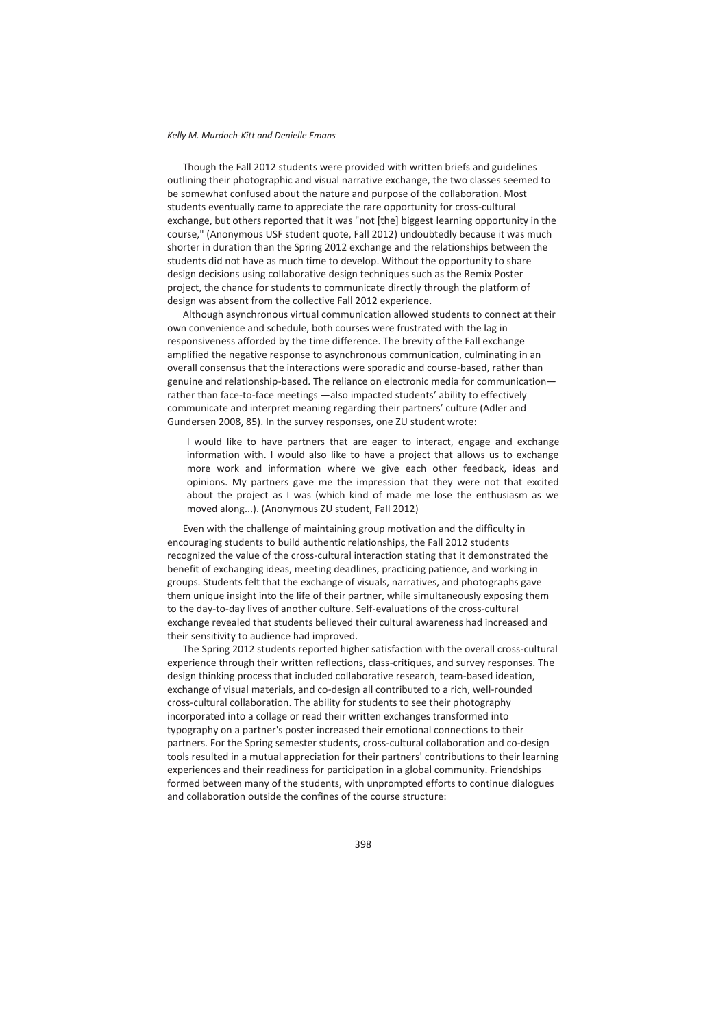Though the Fall 2012 students were provided with written briefs and guidelines outlining their photographic and visual narrative exchange, the two classes seemed to be somewhat confused about the nature and purpose of the collaboration. Most students eventually came to appreciate the rare opportunity for cross-cultural exchange, but others reported that it was "not [the] biggest learning opportunity in the course," (Anonymous USF student quote, Fall 2012) undoubtedly because it was much shorter in duration than the Spring 2012 exchange and the relationships between the students did not have as much time to develop. Without the opportunity to share design decisions using collaborative design techniques such as the Remix Poster project, the chance for students to communicate directly through the platform of design was absent from the collective Fall 2012 experience.

Although asynchronous virtual communication allowed students to connect at their own convenience and schedule, both courses were frustrated with the lag in responsiveness afforded by the time difference. The brevity of the Fall exchange amplified the negative response to asynchronous communication, culminating in an overall consensus that the interactions were sporadic and course-based, rather than genuine and relationship-based. The reliance on electronic media for communication—rather than face-to-face meetings —also impacted students' ability to effectively communicate and interpret meaning regarding their partners' culture (Adler and Gundersen 2008, 85). In the survey responses, one ZU student wrote:

> I would like to have partners that are eager to interact, engage and exchange information with. I would also like to have a project that allows us to exchange more work and information where we give each other feedback, ideas and opinions. My partners gave me the impression that they were not that excited about the project as I was (which kind of made me lose the enthusiasm as we moved along...). (Anonymous ZU student, Fall 2012)

Even with the challenge of maintaining group motivation and the difficulty in encouraging students to build authentic relationships, the Fall 2012 students recognized the value of the cross-cultural interaction stating that it demonstrated the benefit of exchanging ideas, meeting deadlines, practicing patience, and working in groups. Students felt that the exchange of visuals, narratives, and photographs gave them unique insight into the life of their partner, while simultaneously exposing them to the day-to-day lives of another culture. Self-evaluations of the cross-cultural exchange revealed that students believed their cultural awareness had increased and their sensitivity to audience had improved.

The Spring 2012 students reported higher satisfaction with the overall cross-cultural experience through their written reflections, class-critiques, and survey responses. The design thinking process that included collaborative research, team-based ideation, exchange of visual materials, and co-design all contributed to a rich, well-rounded cross-cultural collaboration. The ability for students to see their photography incorporated into a collage or read their written exchanges transformed into typography on a partner's poster increased their emotional connections to their partners. For the Spring semester students, cross-cultural collaboration and co-design tools resulted in a mutual appreciation for their partners' contributions to their learning experiences and their readiness for participation in a global community. Friendships formed between many of the students, with unprompted efforts to continue dialogues and collaboration outside the confines of the course structure: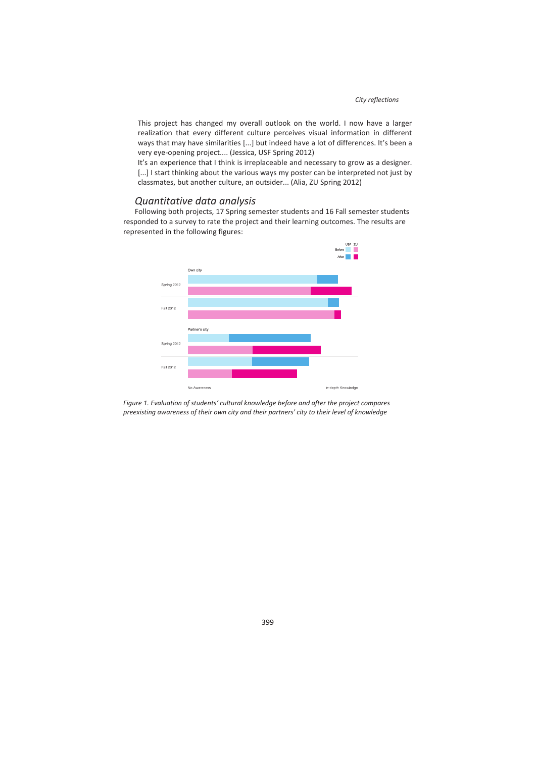This project has changed my overall outlook on the world. I now have a larger realization that every different culture perceives visual information in different ways that may have similarities [...] but indeed have a lot of differences. It's been a very eye-opening project.... (Jessica, USF Spring 2012)

It's an experience that I think is irreplaceable and necessary to grow as a designer. [...] I start thinking about the various ways my poster can be interpreted not just by classmates, but another culture, an outsider... (Alia, ZU Spring 2012)

## *Quantitative data analysis*

Following both projects, 17 Spring semester students and 16 Fall semester students responded to a survey to rate the project and their learning outcomes. The results are represented in the following figures:

*Figure 1. Evaluation of students' cultural knowledge before and after the project compares preexisting awareness of their own city and their partners' city to their level of knowledge*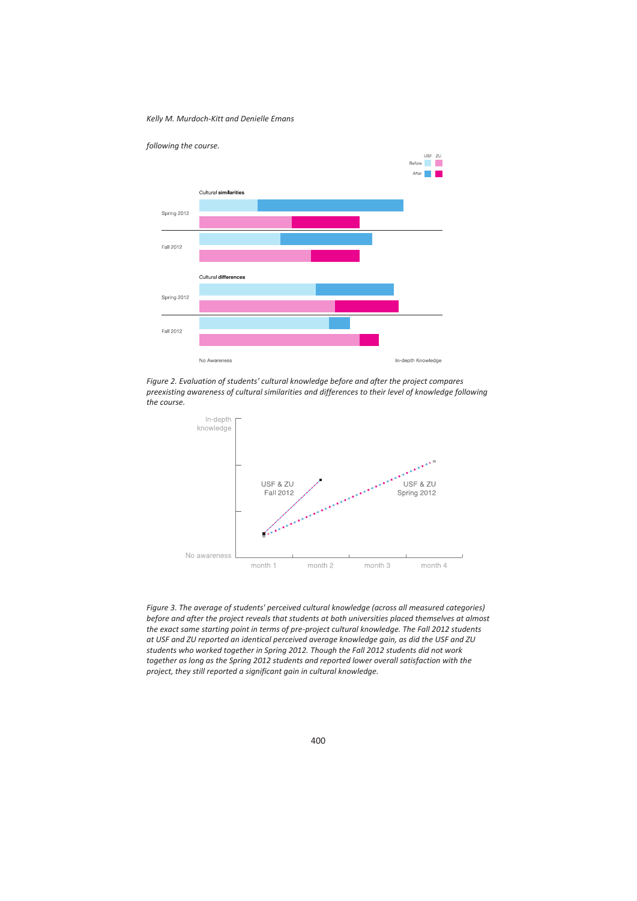*following the course.*

*Figure 2. Evaluation of students' cultural knowledge before and after the project compares preexisting awareness of cultural similarities and differences to their level of knowledge following the course.*

*Figure 3. The average of students' perceived cultural knowledge (across all measured categories) before and after the project reveals that students at both universities placed themselves at almost the exact same starting point in terms of pre-project cultural knowledge. The Fall 2012 students at USF and ZU reported an identical perceived average knowledge gain, as did the USF and ZU students who worked together in Spring 2012. Though the Fall 2012 students did not work together as long as the Spring 2012 students and reported lower overall satisfaction with the project, they still reported a significant gain in cultural knowledge.*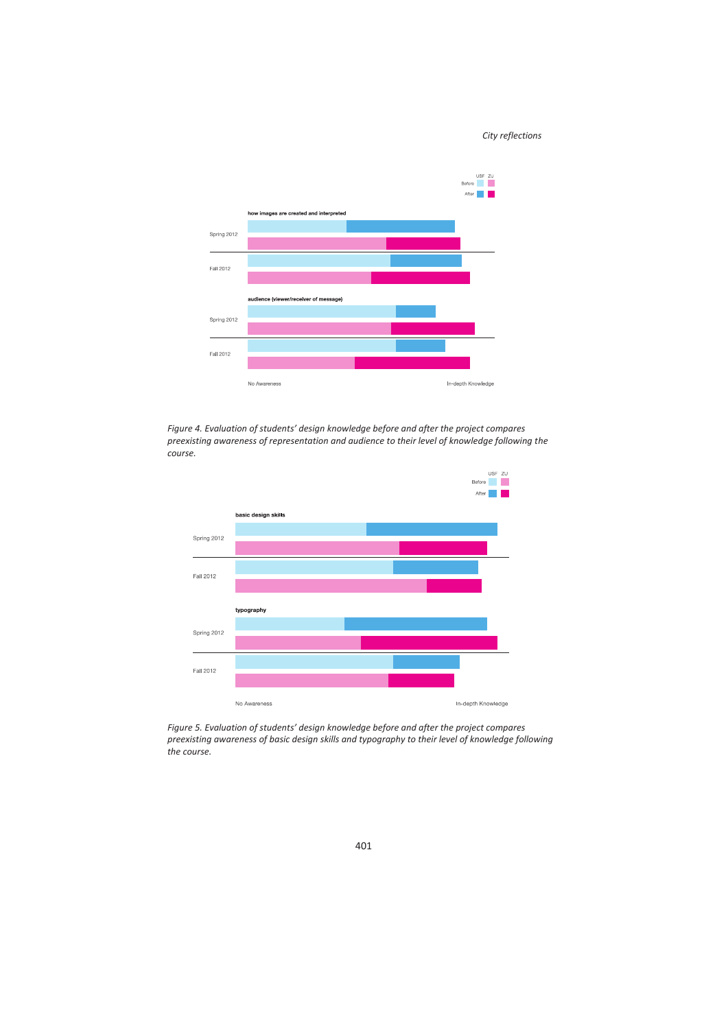*Figure 4. Evaluation of students' design knowledge before and after the project compares preexisting awareness of representation and audience to their level of knowledge following the course.*

*Figure 5. Evaluation of students' design knowledge before and after the project compares preexisting awareness of basic design skills and typography to their level of knowledge following the course.*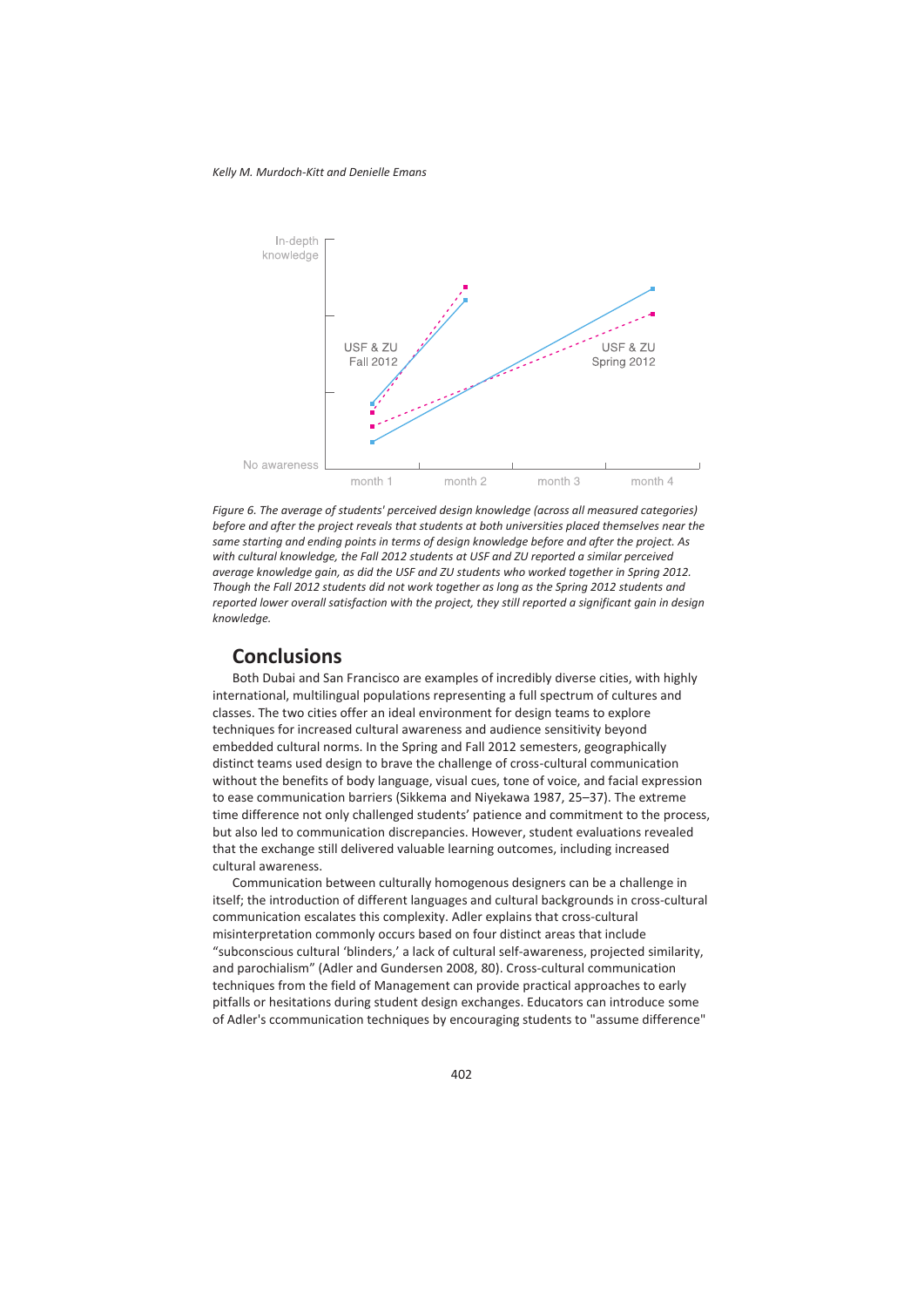*Figure 6. The average of students' perceived design knowledge (across all measured categories) before and after the project reveals that students at both universities placed themselves near the same starting and ending points in terms of design knowledge before and after the project. As with cultural knowledge, the Fall 2012 students at USF and ZU reported a similar perceived average knowledge gain, as did the USF and ZU students who worked together in Spring 2012. Though the Fall 2012 students did not work together as long as the Spring 2012 students and reported lower overall satisfaction with the project, they still reported a significant gain in design knowledge.*

## Conclusions

Both Dubai and San Francisco are examples of incredibly diverse cities, with highly international, multilingual populations representing a full spectrum of cultures and classes. The two cities offer an ideal environment for design teams to explore techniques for increased cultural awareness and audience sensitivity beyond embedded cultural norms. In the Spring and Fall 2012 semesters, geographically distinct teams used design to brave the challenge of cross-cultural communication without the benefits of body language, visual cues, tone of voice, and facial expression to ease communication barriers (Sikkema and Niyekawa 1987, 25–37). The extreme time difference not only challenged students' patience and commitment to the process, but also led to communication discrepancies. However, student evaluations revealed that the exchange still delivered valuable learning outcomes, including increased cultural awareness.

Communication between culturally homogenous designers can be a challenge in itself; the introduction of different languages and cultural backgrounds in cross-cultural communication escalates this complexity. Adler explains that cross-cultural misinterpretation commonly occurs based on four distinct areas that include "subconscious cultural 'blinders,' a lack of cultural self-awareness, projected similarity, and parochialism" (Adler and Gundersen 2008, 80). Cross-cultural communication techniques from the field of Management can provide practical approaches to early pitfalls or hesitations during student design exchanges. Educators can introduce some of Adler's ccommunication techniques by encouraging students to "assume difference"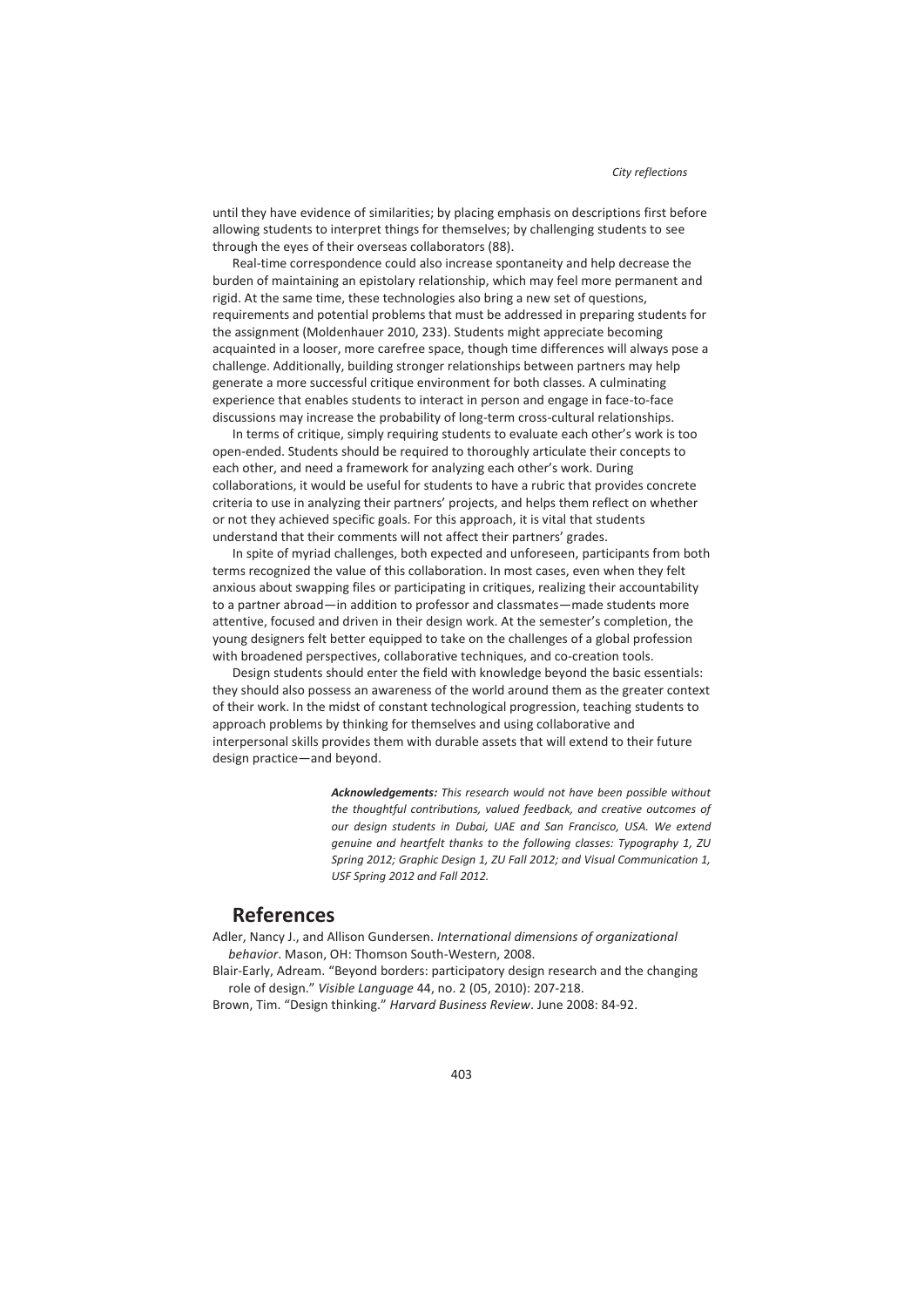until they have evidence of similarities; by placing emphasis on descriptions first before allowing students to interpret things for themselves; by challenging students to see through the eyes of their overseas collaborators (88).

Real-time correspondence could also increase spontaneity and help decrease the burden of maintaining an epistolary relationship, which may feel more permanent and rigid. At the same time, these technologies also bring a new set of questions, requirements and potential problems that must be addressed in preparing students for the assignment (Moldenhauer 2010, 233). Students might appreciate becoming acquainted in a looser, more carefree space, though time differences will always pose a challenge. Additionally, building stronger relationships between partners may help generate a more successful critique environment for both classes. A culminating experience that enables students to interact in person and engage in face-to-face discussions may increase the probability of long-term cross-cultural relationships.

In terms of critique, simply requiring students to evaluate each other's work is too open-ended. Students should be required to thoroughly articulate their concepts to each other, and need a framework for analyzing each other's work. During collaborations, it would be useful for students to have a rubric that provides concrete criteria to use in analyzing their partners' projects, and helps them reflect on whether or not they achieved specific goals. For this approach, it is vital that students understand that their comments will not affect their partners' grades.

In spite of myriad challenges, both expected and unforeseen, participants from both terms recognized the value of this collaboration. In most cases, even when they felt anxious about swapping files or participating in critiques, realizing their accountability to a partner abroad—in addition to professor and classmates—made students more attentive, focused and driven in their design work. At the semester's completion, the young designers felt better equipped to take on the challenges of a global profession with broadened perspectives, collaborative techniques, and co-creation tools.

Design students should enter the field with knowledge beyond the basic essentials: they should also possess an awareness of the world around them as the greater context of their work. In the midst of constant technological progression, teaching students to approach problems by thinking for themselves and using collaborative and interpersonal skills provides them with durable assets that will extend to their future design practice—and beyond.

***Acknowledgements:*** *This research would not have been possible without the thoughtful contributions, valued feedback, and creative outcomes of our design students in Dubai, UAE and San Francisco, USA. We extend genuine and heartfelt thanks to the following classes: Typography 1, ZU Spring 2012; Graphic Design 1, ZU Fall 2012; and Visual Communication 1, USF Spring 2012 and Fall 2012.*

## References

Adler, Nancy J., and Allison Gundersen. *International dimensions of organizational behavior*. Mason, OH: Thomson South-Western, 2008.

Blair-Early, Adream. "Beyond borders: participatory design research and the changing role of design." *Visible Language* 44, no. 2 (05, 2010): 207-218.

Brown, Tim. "Design thinking." *Harvard Business Review*. June 2008: 84-92.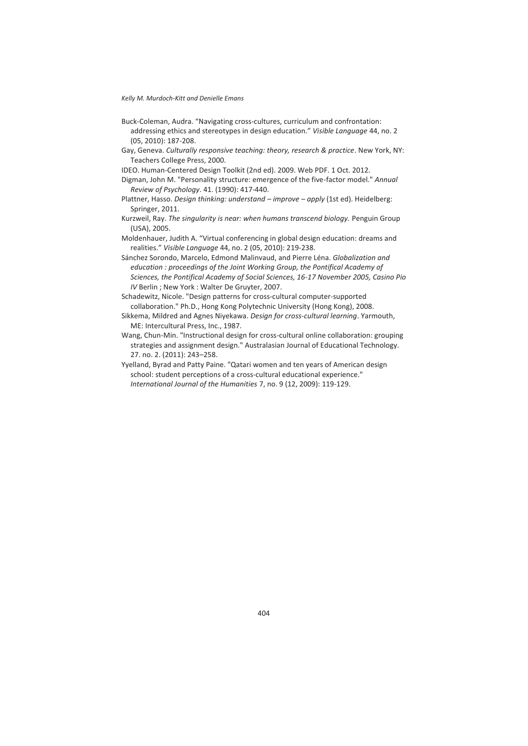Buck-Coleman, Audra. “Navigating cross-cultures, curriculum and confrontation: addressing ethics and stereotypes in design education.” *Visible Language* 44, no. 2 (05, 2010): 187-208.

Gay, Geneva. *Culturally responsive teaching: theory, research & practice*. New York, NY: Teachers College Press, 2000.

IDEO. Human-Centered Design Toolkit (2nd ed). 2009. Web PDF. 1 Oct. 2012.

Digman, John M. "Personality structure: emergence of the five-factor model." *Annual Review of Psychology*. 41. (1990): 417-440.

Plattner, Hasso. *Design thinking: understand – improve – apply* (1st ed). Heidelberg: Springer, 2011.

Kurzweil, Ray. *The singularity is near: when humans transcend biology.* Penguin Group (USA), 2005.

Moldenhauer, Judith A. “Virtual conferencing in global design education: dreams and realities.” *Visible Language* 44, no. 2 (05, 2010): 219-238.

Sánchez Sorondo, Marcelo, Edmond Malinvaud, and Pierre Léna. *Globalization and education : proceedings of the Joint Working Group, the Pontifical Academy of Sciences, the Pontifical Academy of Social Sciences, 16-17 November 2005, Casino Pio IV* Berlin ; New York : Walter De Gruyter, 2007.

Schadewitz, Nicole. "Design patterns for cross-cultural computer-supported collaboration." Ph.D., Hong Kong Polytechnic University (Hong Kong), 2008.

Sikkema, Mildred and Agnes Niyekawa. *Design for cross-cultural learning*. Yarmouth, ME: Intercultural Press, Inc., 1987.

Wang, Chun-Min. "Instructional design for cross-cultural online collaboration: grouping strategies and assignment design." Australasian Journal of Educational Technology. 27. no. 2. (2011): 243–258.

Yyelland, Byrad and Patty Paine. "Qatari women and ten years of American design school: student perceptions of a cross-cultural educational experience." *International Journal of the Humanities* 7, no. 9 (12, 2009): 119-129.